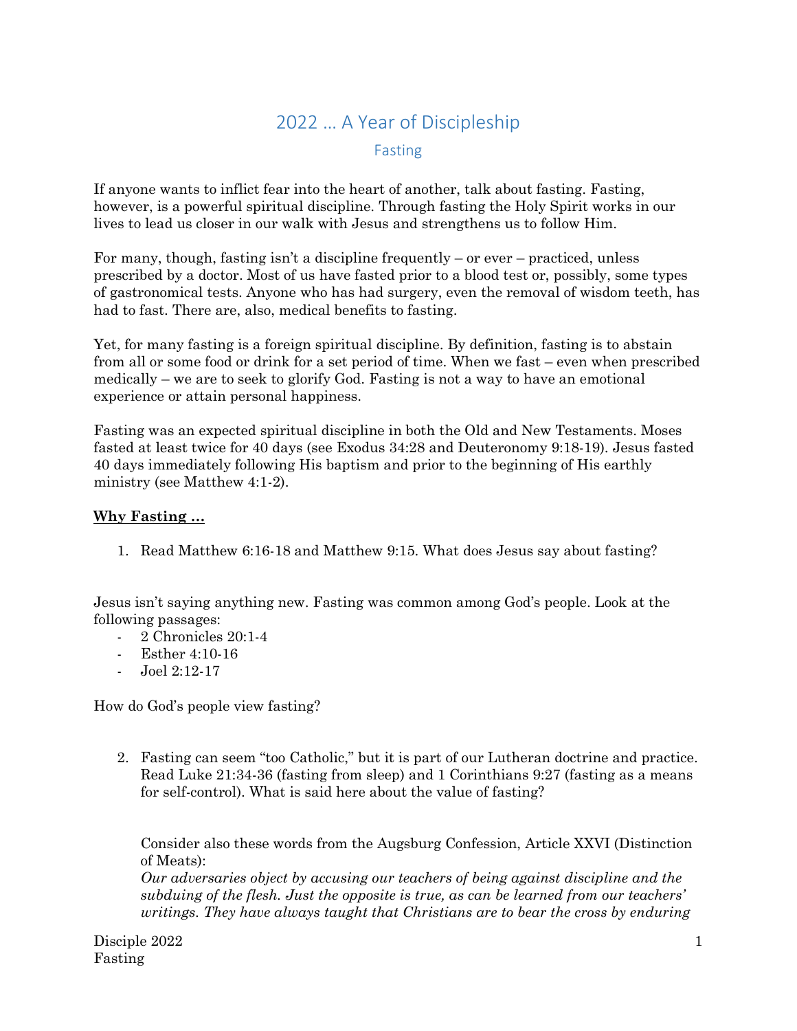# 2022 … A Year of Discipleship

## Fasting

If anyone wants to inflict fear into the heart of another, talk about fasting. Fasting, however, is a powerful spiritual discipline. Through fasting the Holy Spirit works in our lives to lead us closer in our walk with Jesus and strengthens us to follow Him.

For many, though, fasting isn't a discipline frequently – or ever – practiced, unless prescribed by a doctor. Most of us have fasted prior to a blood test or, possibly, some types of gastronomical tests. Anyone who has had surgery, even the removal of wisdom teeth, has had to fast. There are, also, medical benefits to fasting.

Yet, for many fasting is a foreign spiritual discipline. By definition, fasting is to abstain from all or some food or drink for a set period of time. When we fast – even when prescribed medically – we are to seek to glorify God. Fasting is not a way to have an emotional experience or attain personal happiness.

Fasting was an expected spiritual discipline in both the Old and New Testaments. Moses fasted at least twice for 40 days (see Exodus 34:28 and Deuteronomy 9:18-19). Jesus fasted 40 days immediately following His baptism and prior to the beginning of His earthly ministry (see Matthew 4:1-2).

**Why Fasting …**

1. Read Matthew 6:16-18 and Matthew 9:15. What does Jesus say about fasting?

Jesus isn't saying anything new. Fasting was common among God's people. Look at the following passages:
- 2 Chronicles 20:1-4
- Esther 4:10-16
- Joel 2:12-17

How do God's people view fasting?

2. Fasting can seem "too Catholic," but it is part of our Lutheran doctrine and practice. Read Luke 21:34-36 (fasting from sleep) and 1 Corinthians 9:27 (fasting as a means for self-control). What is said here about the value of fasting?

   Consider also these words from the Augsburg Confession, Article XXVI (Distinction of Meats):
   *Our adversaries object by accusing our teachers of being against discipline and the subduing of the flesh. Just the opposite is true, as can be learned from our teachers' writings. They have always taught that Christians are to bear the cross by enduring*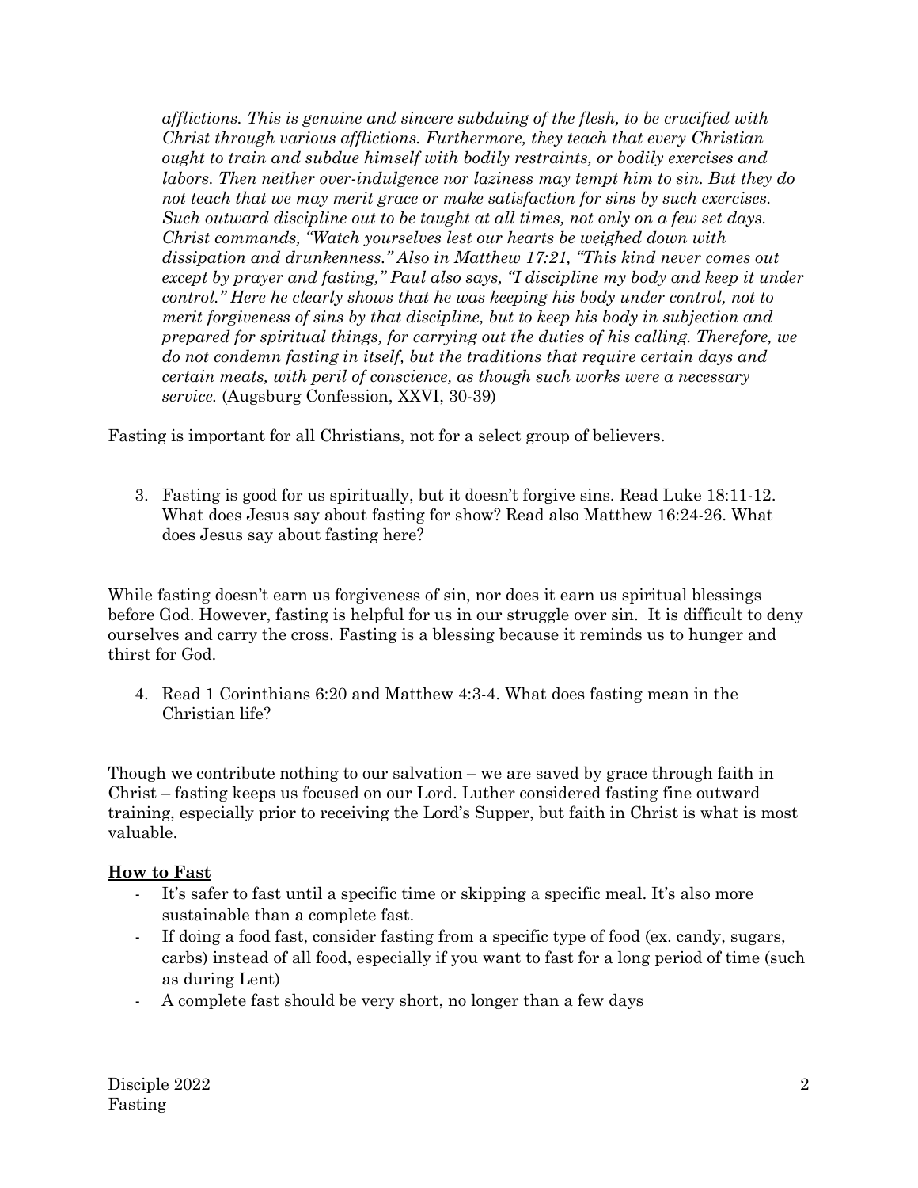*afflictions. This is genuine and sincere subduing of the flesh, to be crucified with Christ through various afflictions. Furthermore, they teach that every Christian ought to train and subdue himself with bodily restraints, or bodily exercises and labors. Then neither over-indulgence nor laziness may tempt him to sin. But they do not teach that we may merit grace or make satisfaction for sins by such exercises. Such outward discipline out to be taught at all times, not only on a few set days. Christ commands, "Watch yourselves lest our hearts be weighed down with dissipation and drunkenness." Also in Matthew 17:21, "This kind never comes out except by prayer and fasting," Paul also says, "I discipline my body and keep it under control." Here he clearly shows that he was keeping his body under control, not to merit forgiveness of sins by that discipline, but to keep his body in subjection and prepared for spiritual things, for carrying out the duties of his calling. Therefore, we do not condemn fasting in itself, but the traditions that require certain days and certain meats, with peril of conscience, as though such works were a necessary service.* (Augsburg Confession, XXVI, 30-39)

Fasting is important for all Christians, not for a select group of believers.

3. Fasting is good for us spiritually, but it doesn't forgive sins. Read Luke 18:11-12. What does Jesus say about fasting for show? Read also Matthew 16:24-26. What does Jesus say about fasting here?

While fasting doesn't earn us forgiveness of sin, nor does it earn us spiritual blessings before God. However, fasting is helpful for us in our struggle over sin. It is difficult to deny ourselves and carry the cross. Fasting is a blessing because it reminds us to hunger and thirst for God.

4. Read 1 Corinthians 6:20 and Matthew 4:3-4. What does fasting mean in the Christian life?

Though we contribute nothing to our salvation – we are saved by grace through faith in Christ – fasting keeps us focused on our Lord. Luther considered fasting fine outward training, especially prior to receiving the Lord's Supper, but faith in Christ is what is most valuable.

**How to Fast**

- It's safer to fast until a specific time or skipping a specific meal. It's also more sustainable than a complete fast.
- If doing a food fast, consider fasting from a specific type of food (ex. candy, sugars, carbs) instead of all food, especially if you want to fast for a long period of time (such as during Lent)
- A complete fast should be very short, no longer than a few days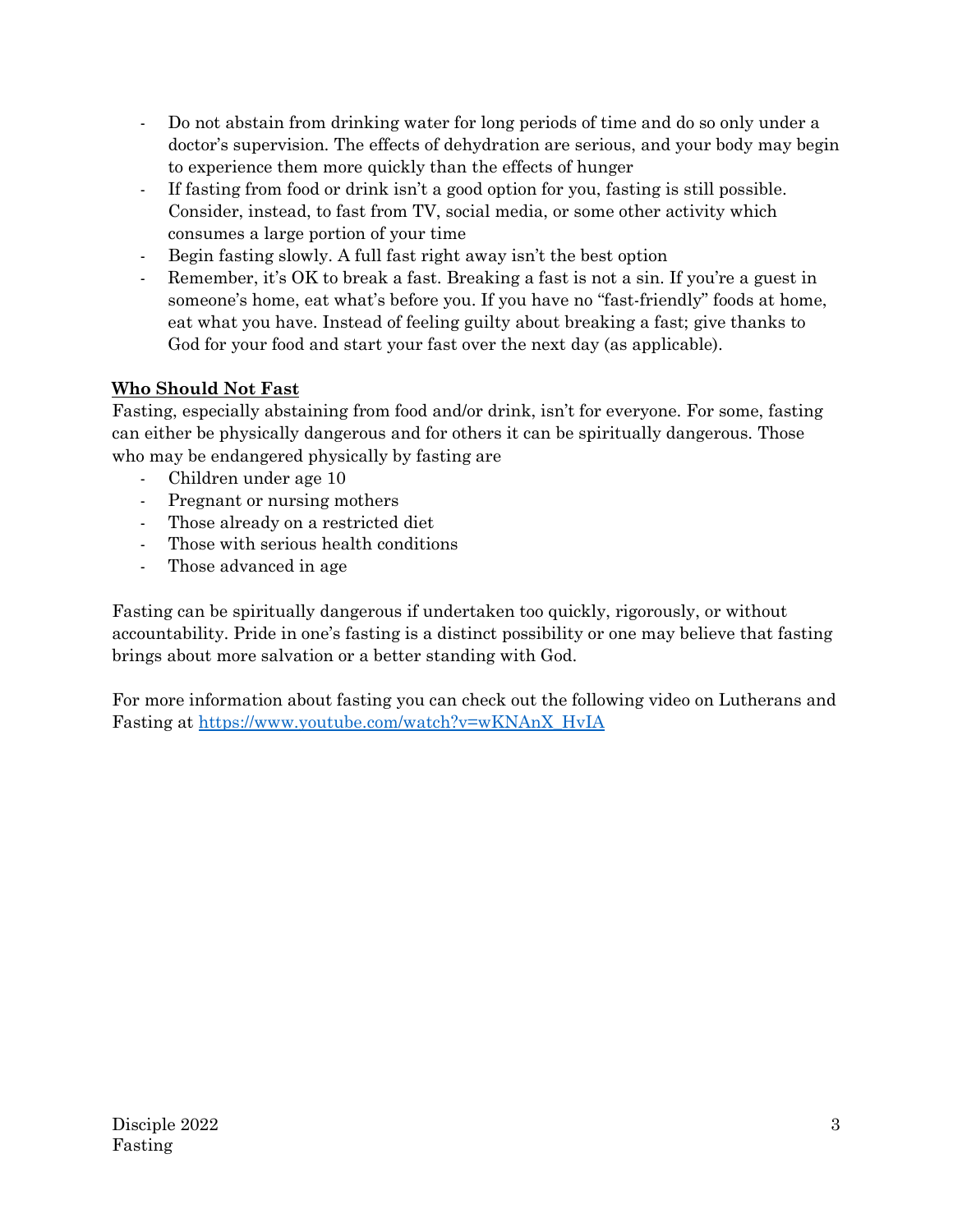- Do not abstain from drinking water for long periods of time and do so only under a doctor's supervision. The effects of dehydration are serious, and your body may begin to experience them more quickly than the effects of hunger
- If fasting from food or drink isn't a good option for you, fasting is still possible. Consider, instead, to fast from TV, social media, or some other activity which consumes a large portion of your time
- Begin fasting slowly. A full fast right away isn't the best option
- Remember, it's OK to break a fast. Breaking a fast is not a sin. If you're a guest in someone's home, eat what's before you. If you have no "fast-friendly" foods at home, eat what you have. Instead of feeling guilty about breaking a fast; give thanks to God for your food and start your fast over the next day (as applicable).

**Who Should Not Fast**

Fasting, especially abstaining from food and/or drink, isn't for everyone. For some, fasting can either be physically dangerous and for others it can be spiritually dangerous. Those who may be endangered physically by fasting are

- Children under age 10
- Pregnant or nursing mothers
- Those already on a restricted diet
- Those with serious health conditions
- Those advanced in age

Fasting can be spiritually dangerous if undertaken too quickly, rigorously, or without accountability. Pride in one's fasting is a distinct possibility or one may believe that fasting brings about more salvation or a better standing with God.

For more information about fasting you can check out the following video on Lutherans and Fasting at [https://www.youtube.com/watch?v=wKNAnX_HvIA](https://www.youtube.com/watch?v=wKNAnX_HvIA)